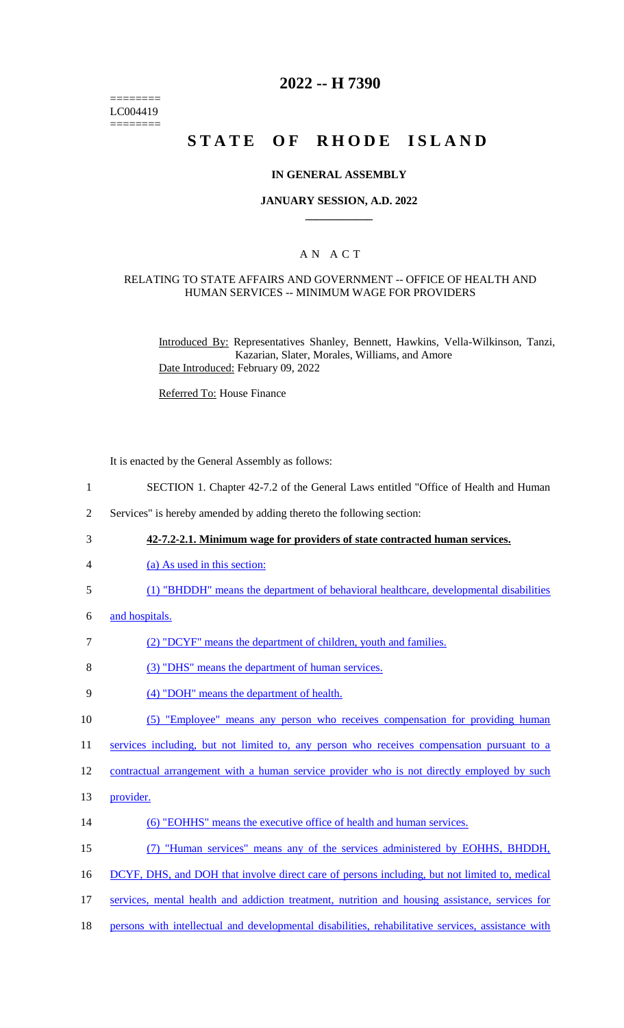========
LC004419
========

# 2022 -- H 7390

# STATE OF RHODE ISLAND

### IN GENERAL ASSEMBLY

### JANUARY SESSION, A.D. 2022

## A N A C T

### RELATING TO STATE AFFAIRS AND GOVERNMENT -- OFFICE OF HEALTH AND HUMAN SERVICES -- MINIMUM WAGE FOR PROVIDERS

Introduced By: Representatives Shanley, Bennett, Hawkins, Vella-Wilkinson, Tanzi, Kazarian, Slater, Morales, Williams, and Amore

Date Introduced: February 09, 2022

Referred To: House Finance

It is enacted by the General Assembly as follows:

1 SECTION 1. Chapter 42-7.2 of the General Laws entitled "Office of Health and Human
2 Services" is hereby amended by adding thereto the following section:

3 **42-7.2-2.1. Minimum wage for providers of state contracted human services.**

4 (a) As used in this section:

5 (1) "BHDDH" means the department of behavioral healthcare, developmental disabilities
6 and hospitals.

7 (2) "DCYF" means the department of children, youth and families.

8 (3) "DHS" means the department of human services.

9 (4) "DOH" means the department of health.

10 (5) "Employee" means any person who receives compensation for providing human
11 services including, but not limited to, any person who receives compensation pursuant to a
12 contractual arrangement with a human service provider who is not directly employed by such
13 provider.

14 (6) "EOHHS" means the executive office of health and human services.

15 (7) "Human services" means any of the services administered by EOHHS, BHDDH,
16 DCYF, DHS, and DOH that involve direct care of persons including, but not limited to, medical
17 services, mental health and addiction treatment, nutrition and housing assistance, services for
18 persons with intellectual and developmental disabilities, rehabilitative services, assistance with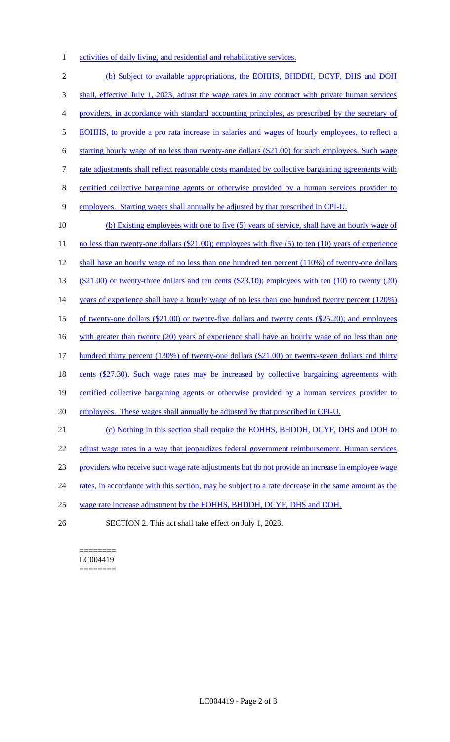activities of daily living, and residential and rehabilitative services.

(b) Subject to available appropriations, the EOHHS, BHDDH, DCYF, DHS and DOH shall, effective July 1, 2023, adjust the wage rates in any contract with private human services providers, in accordance with standard accounting principles, as prescribed by the secretary of EOHHS, to provide a pro rata increase in salaries and wages of hourly employees, to reflect a starting hourly wage of no less than twenty-one dollars ($21.00) for such employees. Such wage rate adjustments shall reflect reasonable costs mandated by collective bargaining agreements with certified collective bargaining agents or otherwise provided by a human services provider to employees. Starting wages shall annually be adjusted by that prescribed in CPI-U.

(b) Existing employees with one to five (5) years of service, shall have an hourly wage of no less than twenty-one dollars ($21.00); employees with five (5) to ten (10) years of experience shall have an hourly wage of no less than one hundred ten percent (110%) of twenty-one dollars ($21.00) or twenty-three dollars and ten cents ($23.10); employees with ten (10) to twenty (20) years of experience shall have a hourly wage of no less than one hundred twenty percent (120%) of twenty-one dollars ($21.00) or twenty-five dollars and twenty cents ($25.20); and employees with greater than twenty (20) years of experience shall have an hourly wage of no less than one hundred thirty percent (130%) of twenty-one dollars ($21.00) or twenty-seven dollars and thirty cents ($27.30). Such wage rates may be increased by collective bargaining agreements with certified collective bargaining agents or otherwise provided by a human services provider to employees. These wages shall annually be adjusted by that prescribed in CPI-U.

(c) Nothing in this section shall require the EOHHS, BHDDH, DCYF, DHS and DOH to adjust wage rates in a way that jeopardizes federal government reimbursement. Human services providers who receive such wage rate adjustments but do not provide an increase in employee wage rates, in accordance with this section, may be subject to a rate decrease in the same amount as the wage rate increase adjustment by the EOHHS, BHDDH, DCYF, DHS and DOH.

SECTION 2. This act shall take effect on July 1, 2023.

========
LC004419
========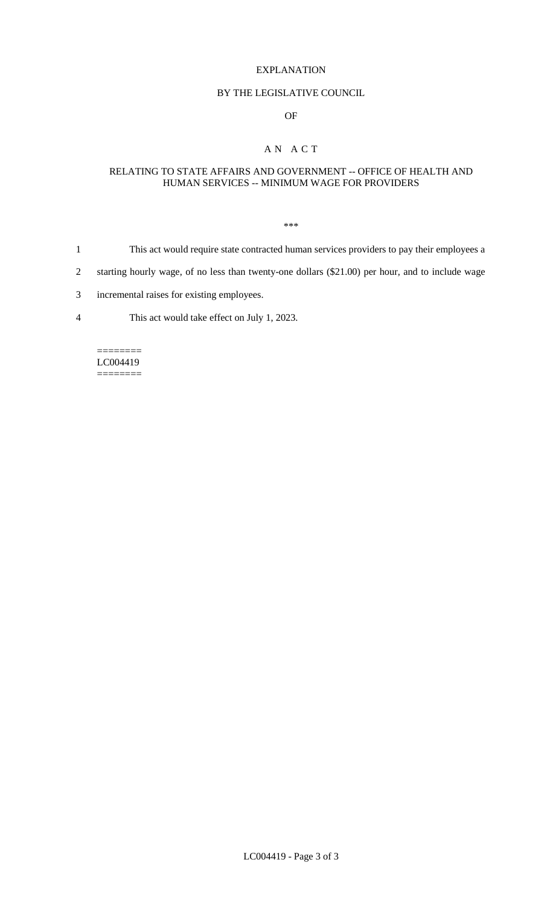EXPLANATION

BY THE LEGISLATIVE COUNCIL

OF

# A N A C T

RELATING TO STATE AFFAIRS AND GOVERNMENT -- OFFICE OF HEALTH AND HUMAN SERVICES -- MINIMUM WAGE FOR PROVIDERS

\*\*\*

This act would require state contracted human services providers to pay their employees a starting hourly wage, of no less than twenty-one dollars ($21.00) per hour, and to include wage incremental raises for existing employees.

This act would take effect on July 1, 2023.

========
LC004419
========